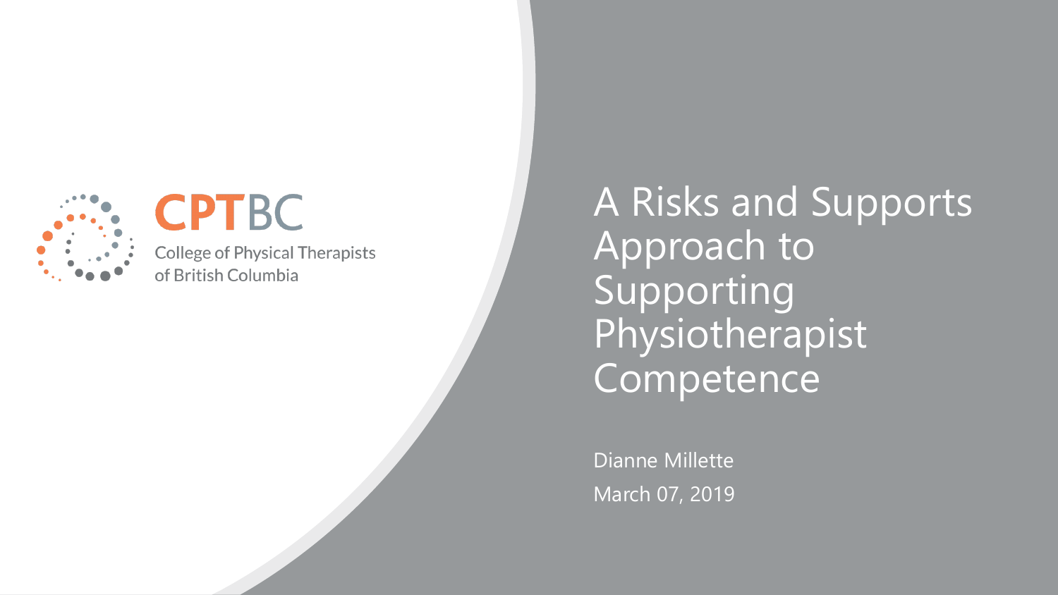CPTBC

College of Physical Therapists of British Columbia

# A Risks and Supports Approach to Supporting Physiotherapist Competence

Dianne Millette

March 07, 2019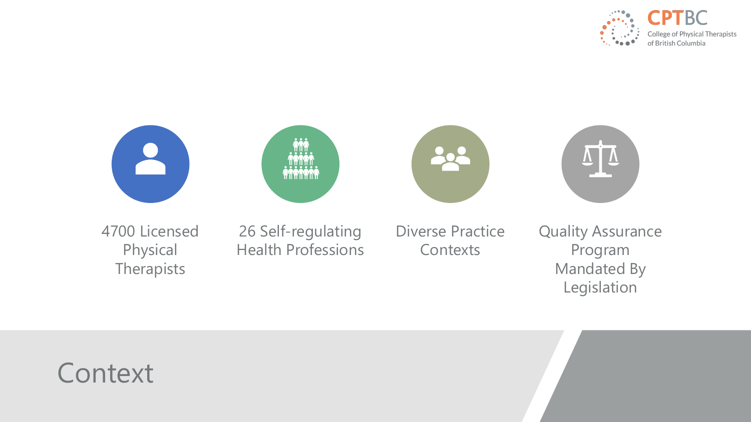# Context

- 4700 Licensed Physical Therapists
- 26 Self-regulating Health Professions
- Diverse Practice Contexts
- Quality Assurance Program Mandated By Legislation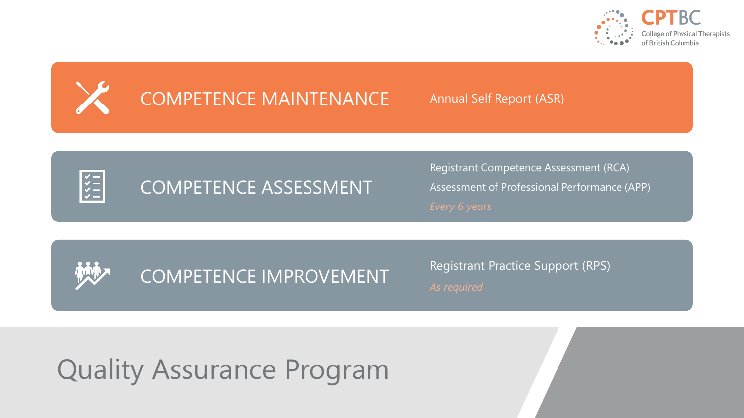# Quality Assurance Program

## COMPETENCE MAINTENANCE

Annual Self Report (ASR)

## COMPETENCE ASSESSMENT

Registrant Competence Assessment (RCA)

Assessment of Professional Performance (APP)

*Every 6 years*

## COMPETENCE IMPROVEMENT

Registrant Practice Support (RPS)

*As required*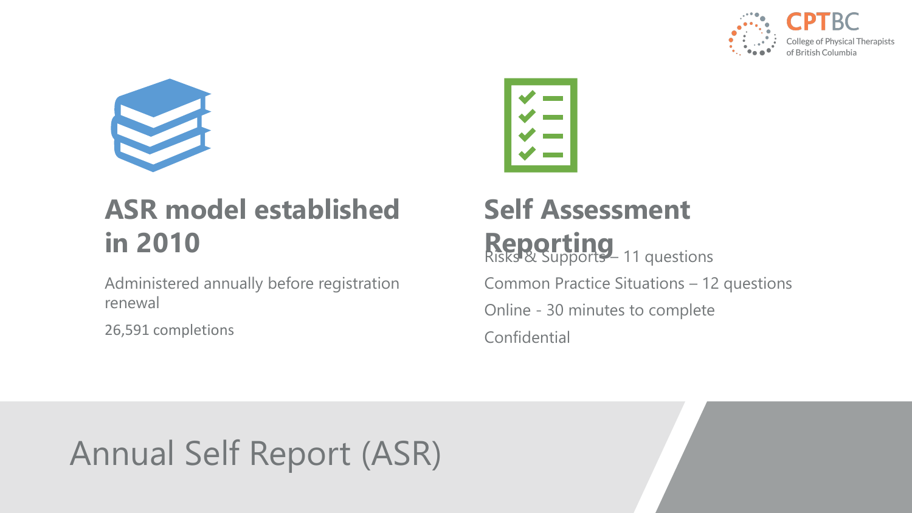# Annual Self Report (ASR)

## ASR model established in 2010

Administered annually before registration renewal

26,591 completions

## Self Assessment Reporting

Risks & Supports – 11 questions

Common Practice Situations – 12 questions

Online - 30 minutes to complete

Confidential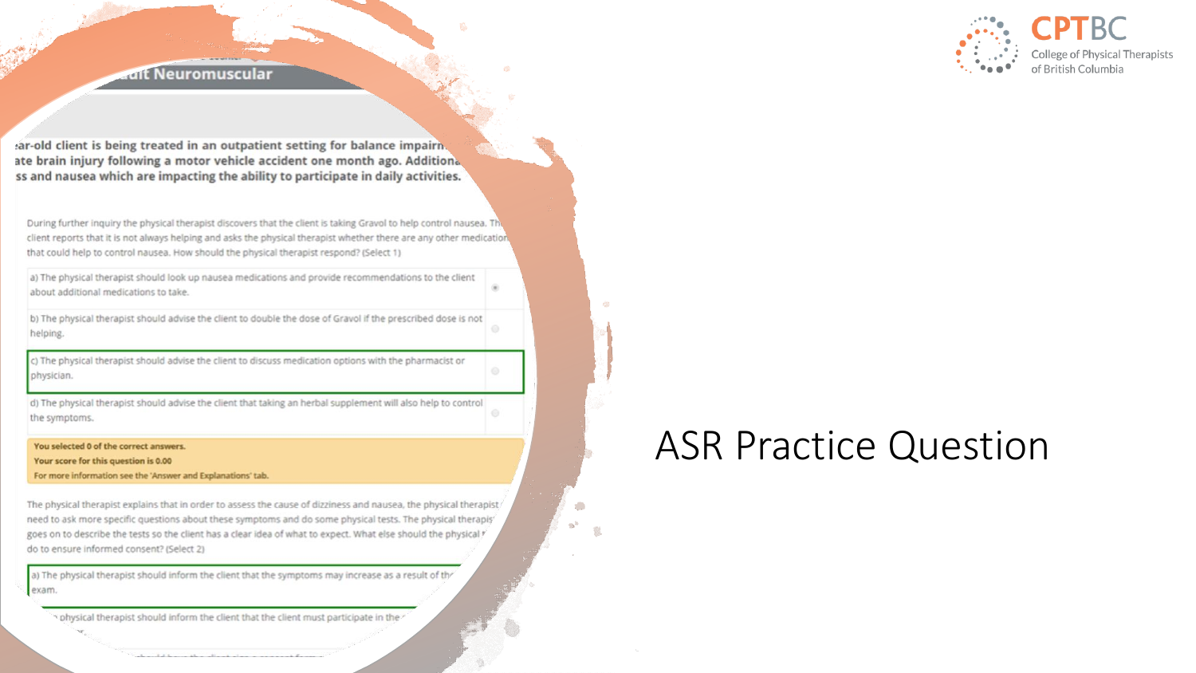# ASR Practice Question

## ...ult Neuromuscular

**...ear-old client is being treated in an outpatient setting for balance impairm... ...ate brain injury following a motor vehicle accident one month ago. Additiona... ...ss and nausea which are impacting the ability to participate in daily activities.**

During further inquiry the physical therapist discovers that the client is taking Gravol to help control nausea. Th... client reports that it is not always helping and asks the physical therapist whether there are any other medication... that could help to control nausea. How should the physical therapist respond? (Select 1)

a) The physical therapist should look up nausea medications and provide recommendations to the client about additional medications to take.

b) The physical therapist should advise the client to double the dose of Gravol if the prescribed dose is not helping.

c) The physical therapist should advise the client to discuss medication options with the pharmacist or physician.

d) The physical therapist should advise the client that taking an herbal supplement will also help to control the symptoms.

**You selected 0 of the correct answers.**
**Your score for this question is 0.00**
**For more information see the 'Answer and Explanations' tab.**

The physical therapist explains that in order to assess the cause of dizziness and nausea, the physical therapist... need to ask more specific questions about these symptoms and do some physical tests. The physical therapis... goes on to describe the tests so the client has a clear idea of what to expect. What else should the physical t... do to ensure informed consent? (Select 2)

a) The physical therapist should inform the client that the symptoms may increase as a result of th... exam.

...physical therapist should inform the client that the client must participate in the...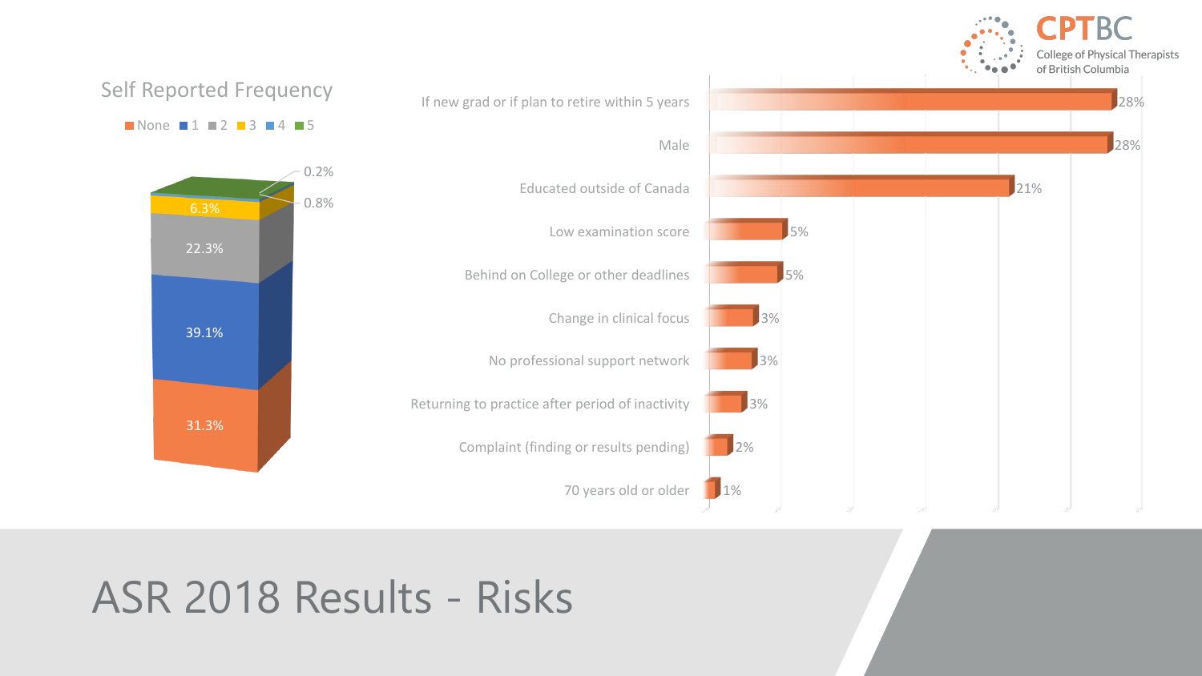# ASR 2018 Results - Risks

## Self Reported Frequency

| Frequency | Percentage |
| --- | --- |
| None | 31.3% |
| 1 | 39.1% |
| 2 | 22.3% |
| 3 | 6.3% |
| 4 | 0.8% |
| 5 | 0.2% |

| Risk | Percentage |
| --- | --- |
| If new grad or if plan to retire within 5 years | 28% |
| Male | 28% |
| Educated outside of Canada | 21% |
| Low examination score | 5% |
| Behind on College or other deadlines | 5% |
| Change in clinical focus | 3% |
| No professional support network | 3% |
| Returning to practice after period of inactivity | 3% |
| Complaint (finding or results pending) | 2% |
| 70 years old or older | 1% |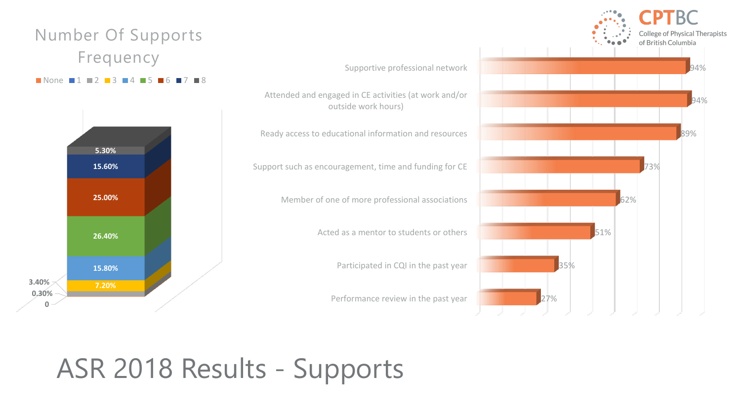# ASR 2018 Results - Supports

## Number Of Supports Frequency

| Number of supports | Frequency |
| --- | --- |
| None | 0 |
| 1 | 0.30% |
| 2 | 3.40% |
| 3 | 7.20% |
| 4 | 15.80% |
| 5 | 26.40% |
| 6 | 25.00% |
| 7 | 15.60% |
| 8 | 5.30% |

| Support | Percentage |
| --- | --- |
| Supportive professional network | 94% |
| Attended and engaged in CE activities (at work and/or outside work hours) | 94% |
| Ready access to educational information and resources | 89% |
| Support such as encouragement, time and funding for CE | 73% |
| Member of one of more professional associations | 62% |
| Acted as a mentor to students or others | 51% |
| Participated in CQI in the past year | 35% |
| Performance review in the past year | 27% |

CPTBC College of Physical Therapists of British Columbia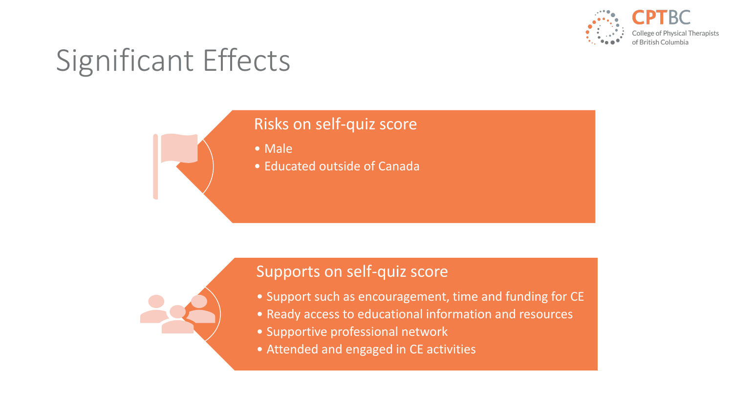# Significant Effects

## Risks on self-quiz score

- Male
- Educated outside of Canada

## Supports on self-quiz score

- Support such as encouragement, time and funding for CE
- Ready access to educational information and resources
- Supportive professional network
- Attended and engaged in CE activities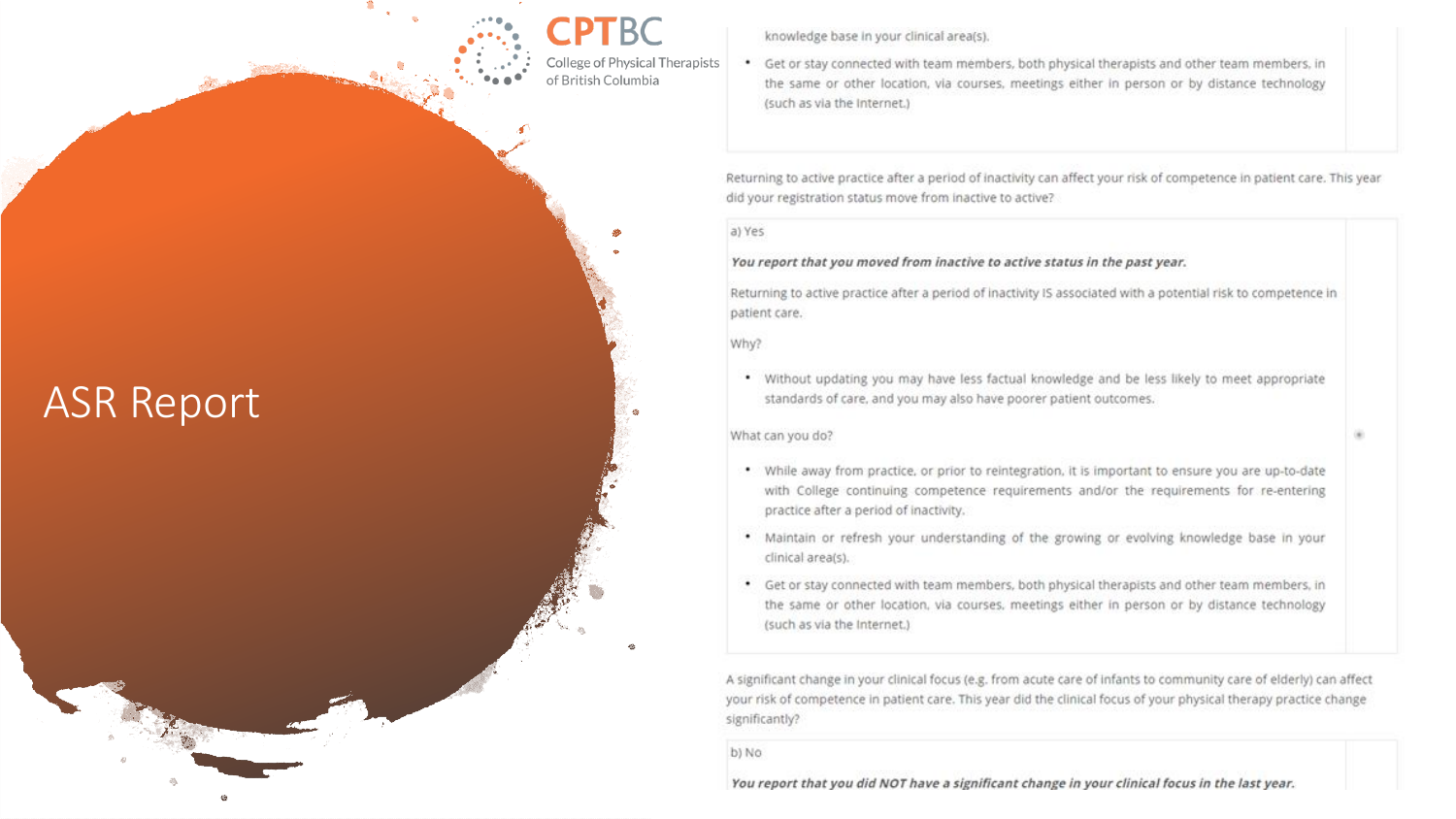# ASR Report

knowledge base in your clinical area(s).

- Get or stay connected with team members, both physical therapists and other team members, in the same or other location, via courses, meetings either in person or by distance technology (such as via the Internet.)

Returning to active practice after a period of inactivity can affect your risk of competence in patient care. This year did your registration status move from inactive to active?

a) Yes

***You report that you moved from inactive to active status in the past year.***

Returning to active practice after a period of inactivity IS associated with a potential risk to competence in patient care.

Why?

- Without updating you may have less factual knowledge and be less likely to meet appropriate standards of care, and you may also have poorer patient outcomes.

What can you do?

- While away from practice, or prior to reintegration, it is important to ensure you are up-to-date with College continuing competence requirements and/or the requirements for re-entering practice after a period of inactivity.
- Maintain or refresh your understanding of the growing or evolving knowledge base in your clinical area(s).
- Get or stay connected with team members, both physical therapists and other team members, in the same or other location, via courses, meetings either in person or by distance technology (such as via the Internet.)

A significant change in your clinical focus (e.g. from acute care of infants to community care of elderly) can affect your risk of competence in patient care. This year did the clinical focus of your physical therapy practice change significantly?

b) No

***You report that you did NOT have a significant change in your clinical focus in the last year.***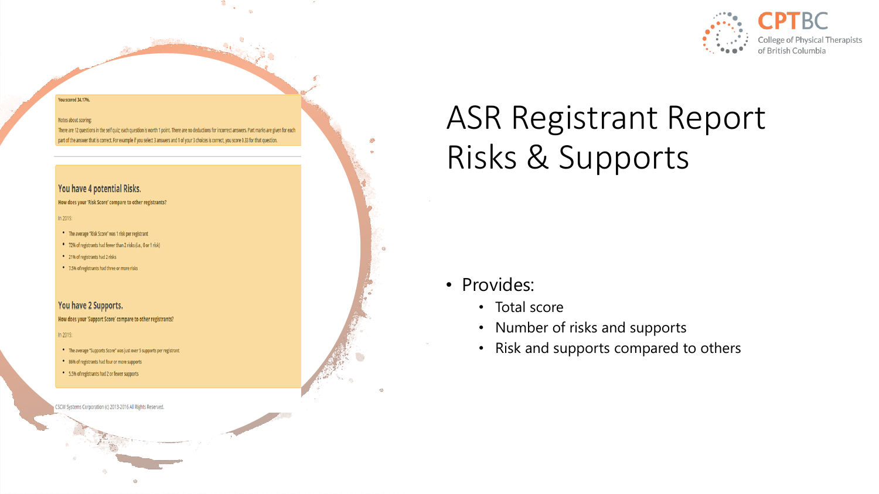CPTBC
College of Physical Therapists of British Columbia

# ASR Registrant Report Risks & Supports

You scored 34.17%.

Notes about scoring:
There are 12 questions in the self quiz; each question is worth 1 point. There are no deductions for incorrect answers. Part marks are given for each part of the answer that is correct. For example if you select 3 answers and 1 of your 3 choices is correct, you score 0.33 for that question.

## You have 4 potential Risks.

**How does your 'Risk Score' compare to other registrants?**

In 2015:

- The average "Risk Score" was 1 risk per registrant
- 72% of registrants had fewer than 2 risks (i.e., 0 or 1 risk)
- 21% of registrants had 2 risks
- 7.5% of registrants had three or more risks

## You have 2 Supports.

**How does your 'Support Score' compare to other registrants?**

In 2015:

- The average "Supports Score" was just over 5 supports per registrant
- 86% of registrants had four or more supports
- 5.5% of registrants had 2 or fewer supports

CSCW Systems Corporation (c) 2013-2016 All Rights Reserved.

- Provides:
  - Total score
  - Number of risks and supports
  - Risk and supports compared to others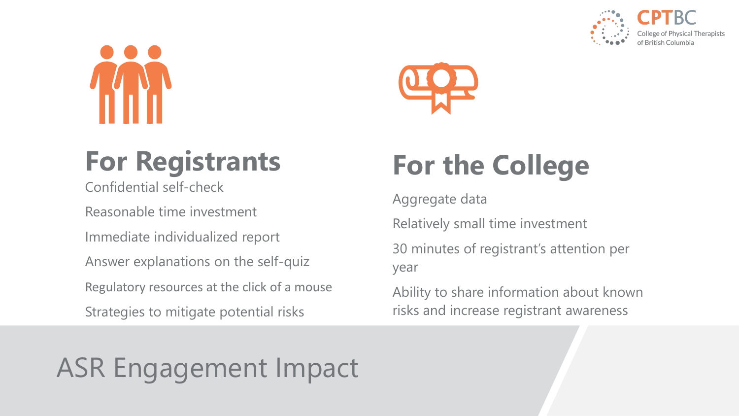# ASR Engagement Impact

## For Registrants

- Confidential self-check
- Reasonable time investment
- Immediate individualized report
- Answer explanations on the self-quiz
- Regulatory resources at the click of a mouse
- Strategies to mitigate potential risks

## For the College

- Aggregate data
- Relatively small time investment
- 30 minutes of registrant's attention per year
- Ability to share information about known risks and increase registrant awareness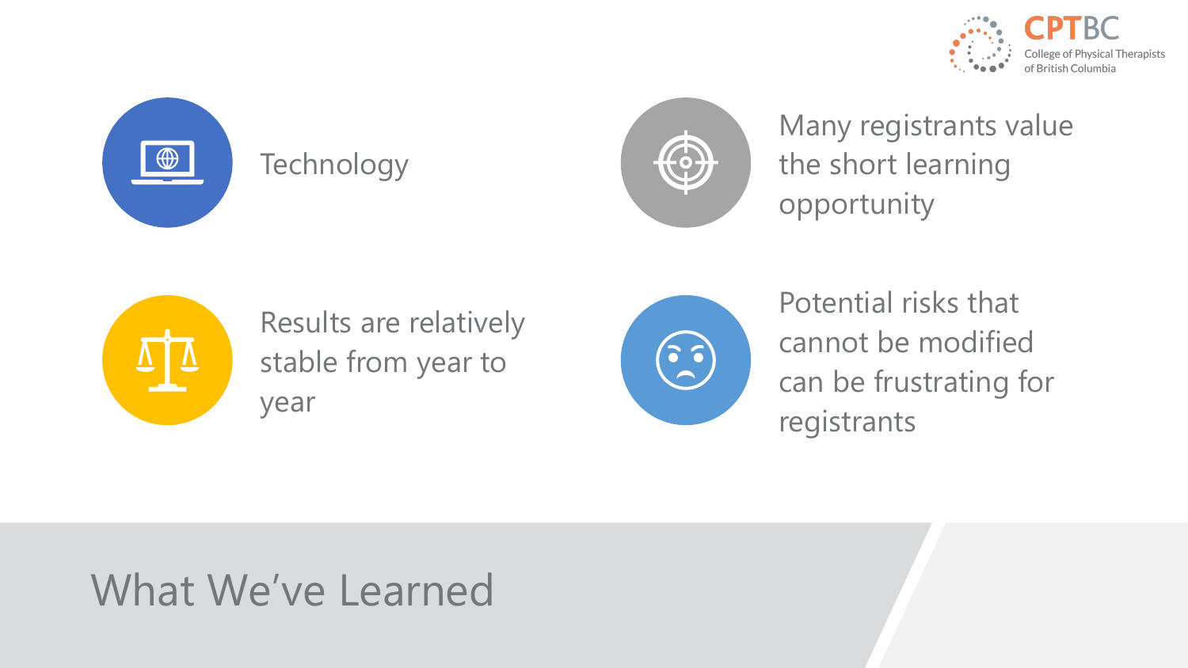# What We've Learned

- Technology
- Many registrants value the short learning opportunity
- Results are relatively stable from year to year
- Potential risks that cannot be modified can be frustrating for registrants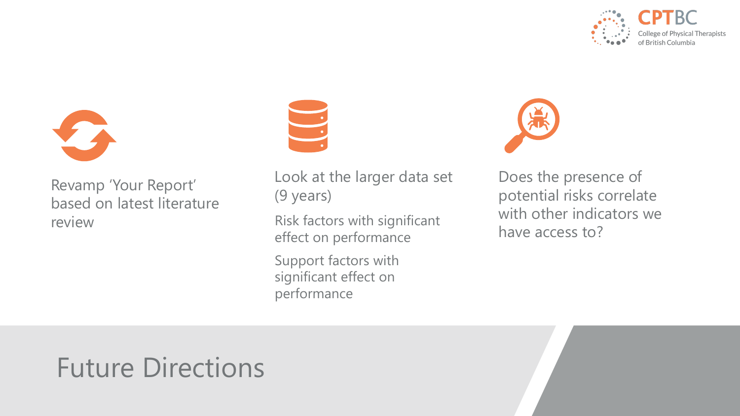# Future Directions

Revamp 'Your Report' based on latest literature review

Look at the larger data set (9 years)

- Risk factors with significant effect on performance
- Support factors with significant effect on performance

Does the presence of potential risks correlate with other indicators we have access to?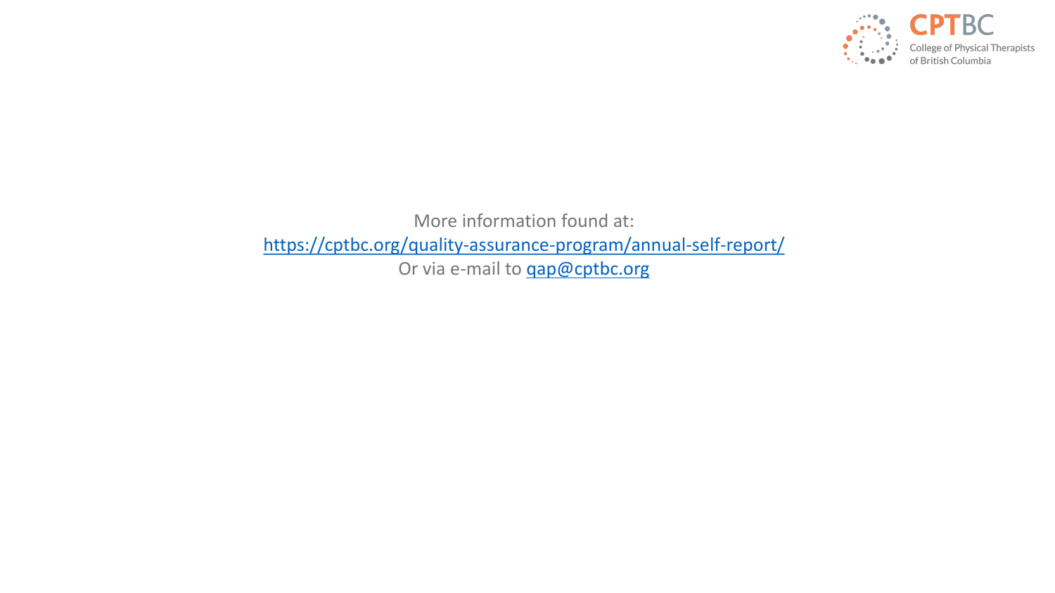More information found at:
https://cptbc.org/quality-assurance-program/annual-self-report/
Or via e-mail to qap@cptbc.org